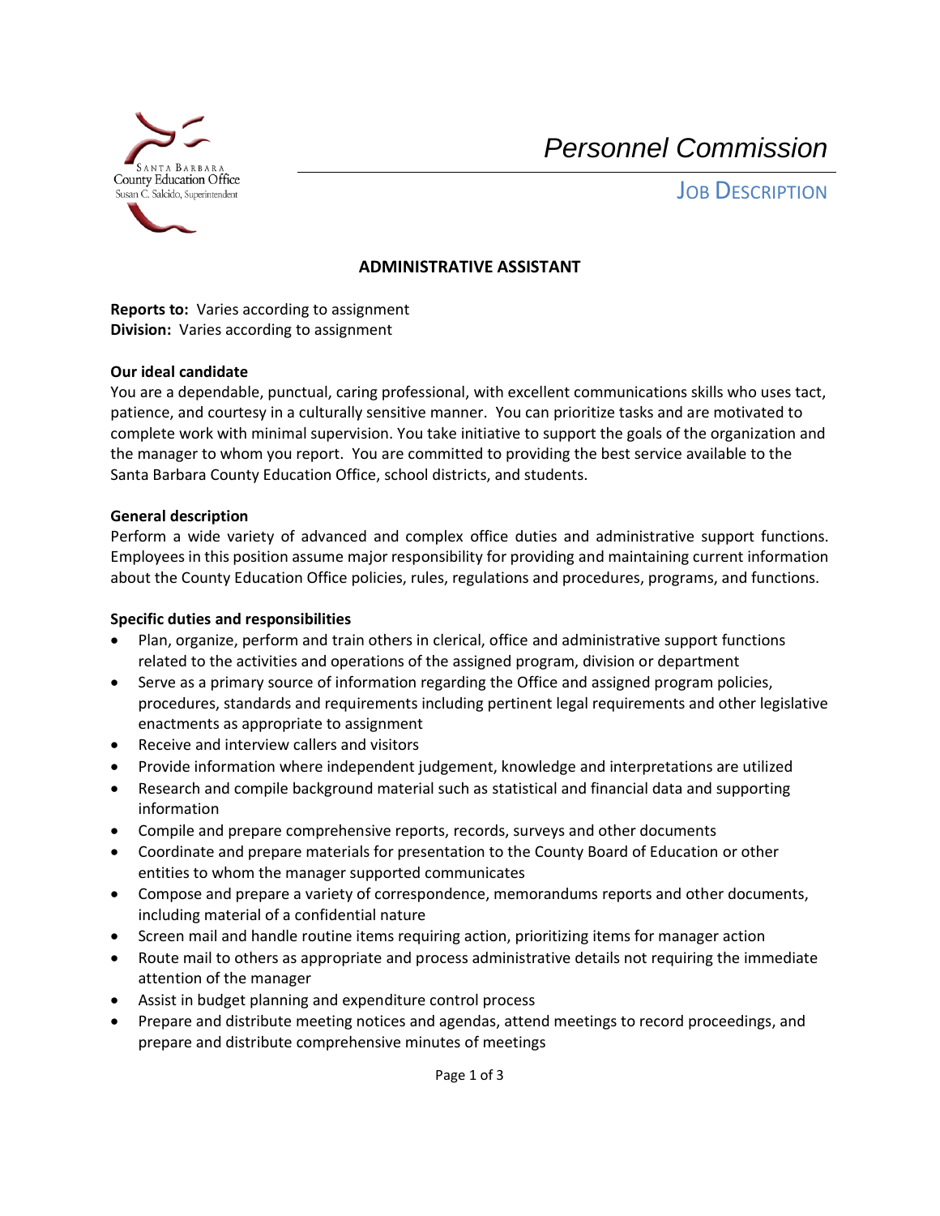Santa Barbara County Education Office
Susan C. Salcido, Superintendent

*Personnel Commission*

JOB DESCRIPTION

# ADMINISTRATIVE ASSISTANT

**Reports to:** Varies according to assignment
**Division:** Varies according to assignment

**Our ideal candidate**

You are a dependable, punctual, caring professional, with excellent communications skills who uses tact, patience, and courtesy in a culturally sensitive manner. You can prioritize tasks and are motivated to complete work with minimal supervision. You take initiative to support the goals of the organization and the manager to whom you report. You are committed to providing the best service available to the Santa Barbara County Education Office, school districts, and students.

**General description**

Perform a wide variety of advanced and complex office duties and administrative support functions. Employees in this position assume major responsibility for providing and maintaining current information about the County Education Office policies, rules, regulations and procedures, programs, and functions.

**Specific duties and responsibilities**

- Plan, organize, perform and train others in clerical, office and administrative support functions related to the activities and operations of the assigned program, division or department
- Serve as a primary source of information regarding the Office and assigned program policies, procedures, standards and requirements including pertinent legal requirements and other legislative enactments as appropriate to assignment
- Receive and interview callers and visitors
- Provide information where independent judgement, knowledge and interpretations are utilized
- Research and compile background material such as statistical and financial data and supporting information
- Compile and prepare comprehensive reports, records, surveys and other documents
- Coordinate and prepare materials for presentation to the County Board of Education or other entities to whom the manager supported communicates
- Compose and prepare a variety of correspondence, memorandums reports and other documents, including material of a confidential nature
- Screen mail and handle routine items requiring action, prioritizing items for manager action
- Route mail to others as appropriate and process administrative details not requiring the immediate attention of the manager
- Assist in budget planning and expenditure control process
- Prepare and distribute meeting notices and agendas, attend meetings to record proceedings, and prepare and distribute comprehensive minutes of meetings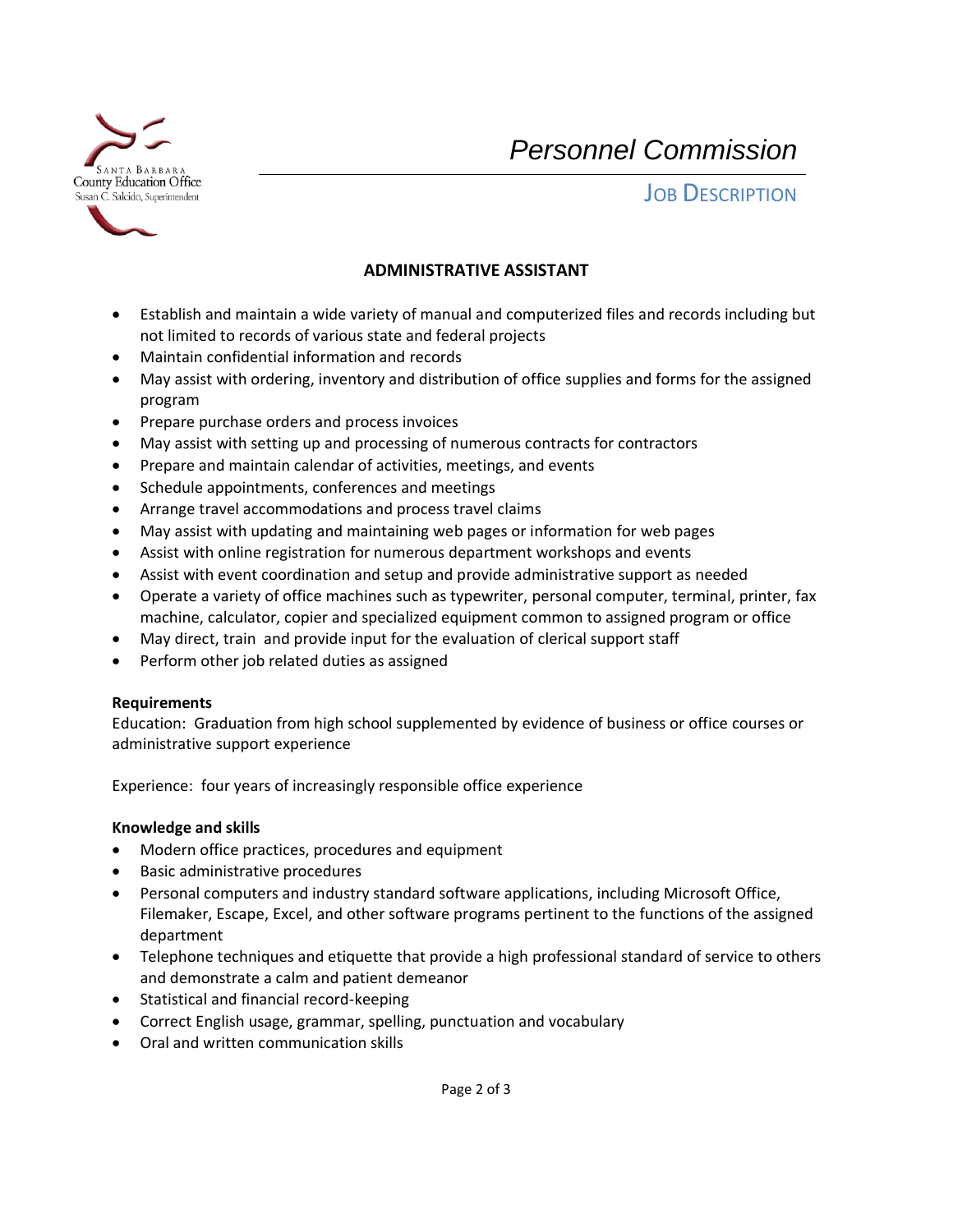# Personnel Commission

## JOB DESCRIPTION

### ADMINISTRATIVE ASSISTANT

- Establish and maintain a wide variety of manual and computerized files and records including but not limited to records of various state and federal projects
- Maintain confidential information and records
- May assist with ordering, inventory and distribution of office supplies and forms for the assigned program
- Prepare purchase orders and process invoices
- May assist with setting up and processing of numerous contracts for contractors
- Prepare and maintain calendar of activities, meetings, and events
- Schedule appointments, conferences and meetings
- Arrange travel accommodations and process travel claims
- May assist with updating and maintaining web pages or information for web pages
- Assist with online registration for numerous department workshops and events
- Assist with event coordination and setup and provide administrative support as needed
- Operate a variety of office machines such as typewriter, personal computer, terminal, printer, fax machine, calculator, copier and specialized equipment common to assigned program or office
- May direct, train and provide input for the evaluation of clerical support staff
- Perform other job related duties as assigned

**Requirements**

Education: Graduation from high school supplemented by evidence of business or office courses or administrative support experience

Experience: four years of increasingly responsible office experience

**Knowledge and skills**

- Modern office practices, procedures and equipment
- Basic administrative procedures
- Personal computers and industry standard software applications, including Microsoft Office, Filemaker, Escape, Excel, and other software programs pertinent to the functions of the assigned department
- Telephone techniques and etiquette that provide a high professional standard of service to others and demonstrate a calm and patient demeanor
- Statistical and financial record-keeping
- Correct English usage, grammar, spelling, punctuation and vocabulary
- Oral and written communication skills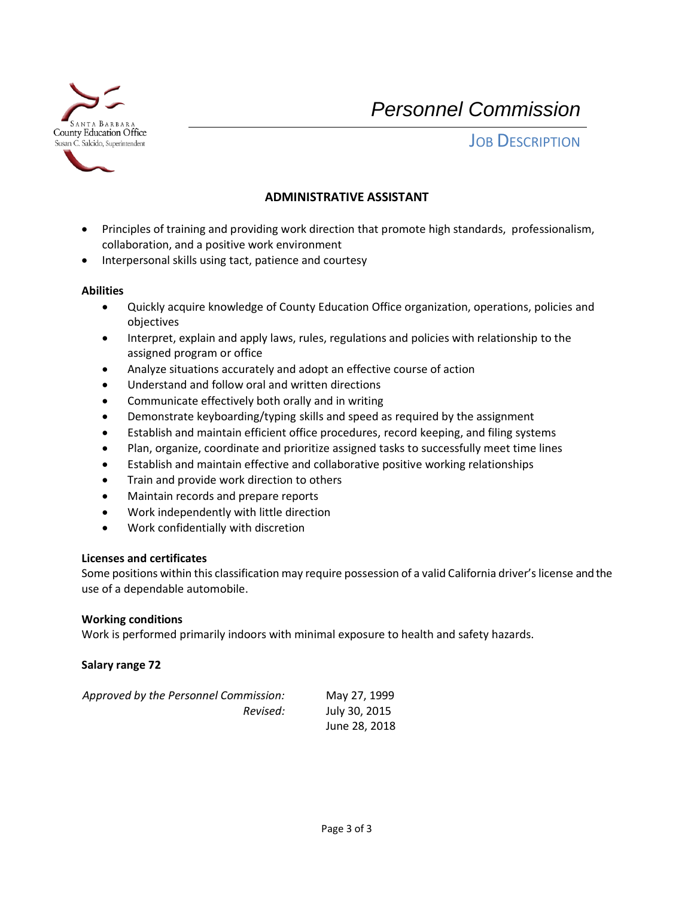# ADMINISTRATIVE ASSISTANT

- Principles of training and providing work direction that promote high standards, professionalism, collaboration, and a positive work environment
- Interpersonal skills using tact, patience and courtesy

**Abilities**

- Quickly acquire knowledge of County Education Office organization, operations, policies and objectives
- Interpret, explain and apply laws, rules, regulations and policies with relationship to the assigned program or office
- Analyze situations accurately and adopt an effective course of action
- Understand and follow oral and written directions
- Communicate effectively both orally and in writing
- Demonstrate keyboarding/typing skills and speed as required by the assignment
- Establish and maintain efficient office procedures, record keeping, and filing systems
- Plan, organize, coordinate and prioritize assigned tasks to successfully meet time lines
- Establish and maintain effective and collaborative positive working relationships
- Train and provide work direction to others
- Maintain records and prepare reports
- Work independently with little direction
- Work confidentially with discretion

**Licenses and certificates**

Some positions within this classification may require possession of a valid California driver's license and the use of a dependable automobile.

**Working conditions**

Work is performed primarily indoors with minimal exposure to health and safety hazards.

**Salary range 72**

| | |
|---|---|
| *Approved by the Personnel Commission:* | May 27, 1999 |
| *Revised:* | July 30, 2015 |
| | June 28, 2018 |